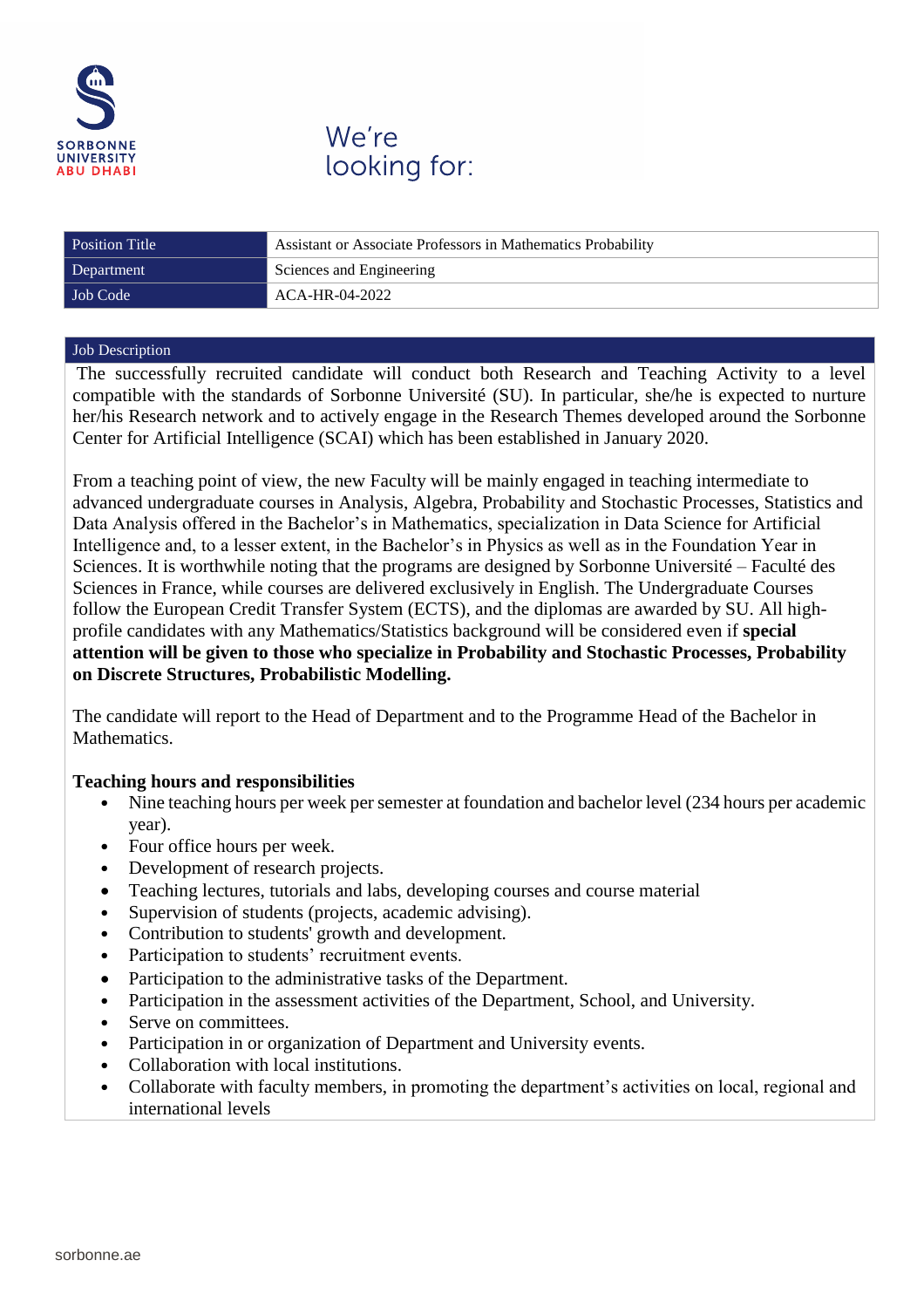SORBONNE UNIVERSITY ABU DHABI

# We're looking for:

| Position Title | Assistant or Associate Professors in Mathematics Probability |
| --- | --- |
| Department | Sciences and Engineering |
| Job Code | ACA-HR-04-2022 |

## Job Description

The successfully recruited candidate will conduct both Research and Teaching Activity to a level compatible with the standards of Sorbonne Université (SU). In particular, she/he is expected to nurture her/his Research network and to actively engage in the Research Themes developed around the Sorbonne Center for Artificial Intelligence (SCAI) which has been established in January 2020.

From a teaching point of view, the new Faculty will be mainly engaged in teaching intermediate to advanced undergraduate courses in Analysis, Algebra, Probability and Stochastic Processes, Statistics and Data Analysis offered in the Bachelor's in Mathematics, specialization in Data Science for Artificial Intelligence and, to a lesser extent, in the Bachelor's in Physics as well as in the Foundation Year in Sciences. It is worthwhile noting that the programs are designed by Sorbonne Université – Faculté des Sciences in France, while courses are delivered exclusively in English. The Undergraduate Courses follow the European Credit Transfer System (ECTS), and the diplomas are awarded by SU. All high-profile candidates with any Mathematics/Statistics background will be considered even if **special attention will be given to those who specialize in Probability and Stochastic Processes, Probability on Discrete Structures, Probabilistic Modelling.**

The candidate will report to the Head of Department and to the Programme Head of the Bachelor in Mathematics.

**Teaching hours and responsibilities**

- Nine teaching hours per week per semester at foundation and bachelor level (234 hours per academic year).
- Four office hours per week.
- Development of research projects.
- Teaching lectures, tutorials and labs, developing courses and course material
- Supervision of students (projects, academic advising).
- Contribution to students' growth and development.
- Participation to students' recruitment events.
- Participation to the administrative tasks of the Department.
- Participation in the assessment activities of the Department, School, and University.
- Serve on committees.
- Participation in or organization of Department and University events.
- Collaboration with local institutions.
- Collaborate with faculty members, in promoting the department's activities on local, regional and international levels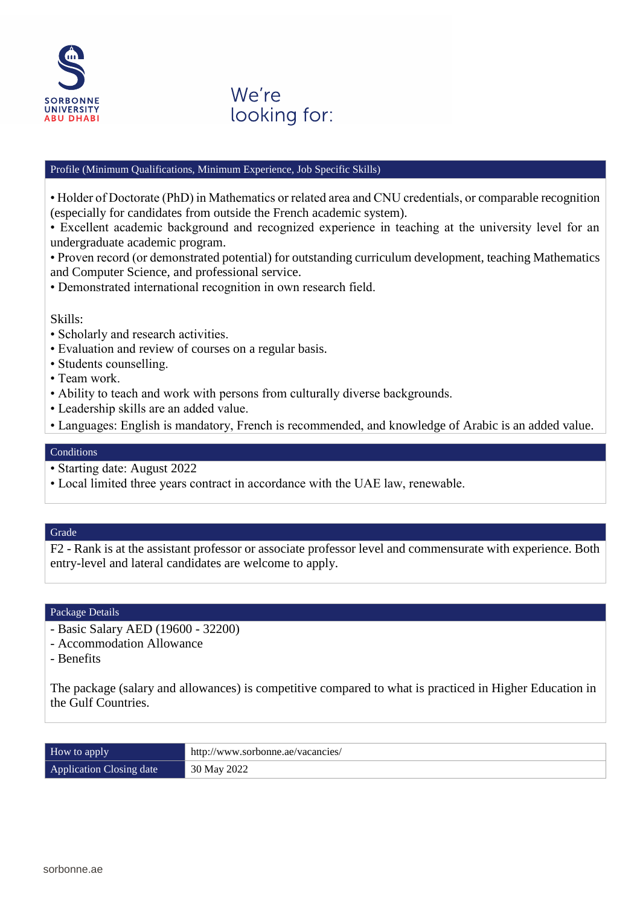SORBONNE UNIVERSITY ABU DHABI

We're looking for:

## Profile (Minimum Qualifications, Minimum Experience, Job Specific Skills)

- Holder of Doctorate (PhD) in Mathematics or related area and CNU credentials, or comparable recognition (especially for candidates from outside the French academic system).
- Excellent academic background and recognized experience in teaching at the university level for an undergraduate academic program.
- Proven record (or demonstrated potential) for outstanding curriculum development, teaching Mathematics and Computer Science, and professional service.
- Demonstrated international recognition in own research field.

Skills:

- Scholarly and research activities.
- Evaluation and review of courses on a regular basis.
- Students counselling.
- Team work.
- Ability to teach and work with persons from culturally diverse backgrounds.
- Leadership skills are an added value.
- Languages: English is mandatory, French is recommended, and knowledge of Arabic is an added value.

## Conditions

- Starting date: August 2022
- Local limited three years contract in accordance with the UAE law, renewable.

## Grade

F2 - Rank is at the assistant professor or associate professor level and commensurate with experience. Both entry-level and lateral candidates are welcome to apply.

## Package Details

- Basic Salary AED (19600 - 32200)
- Accommodation Allowance
- Benefits

The package (salary and allowances) is competitive compared to what is practiced in Higher Education in the Gulf Countries.

| | |
|---|---|
| How to apply | http://www.sorbonne.ae/vacancies/ |
| Application Closing date | 30 May 2022 |

sorbonne.ae